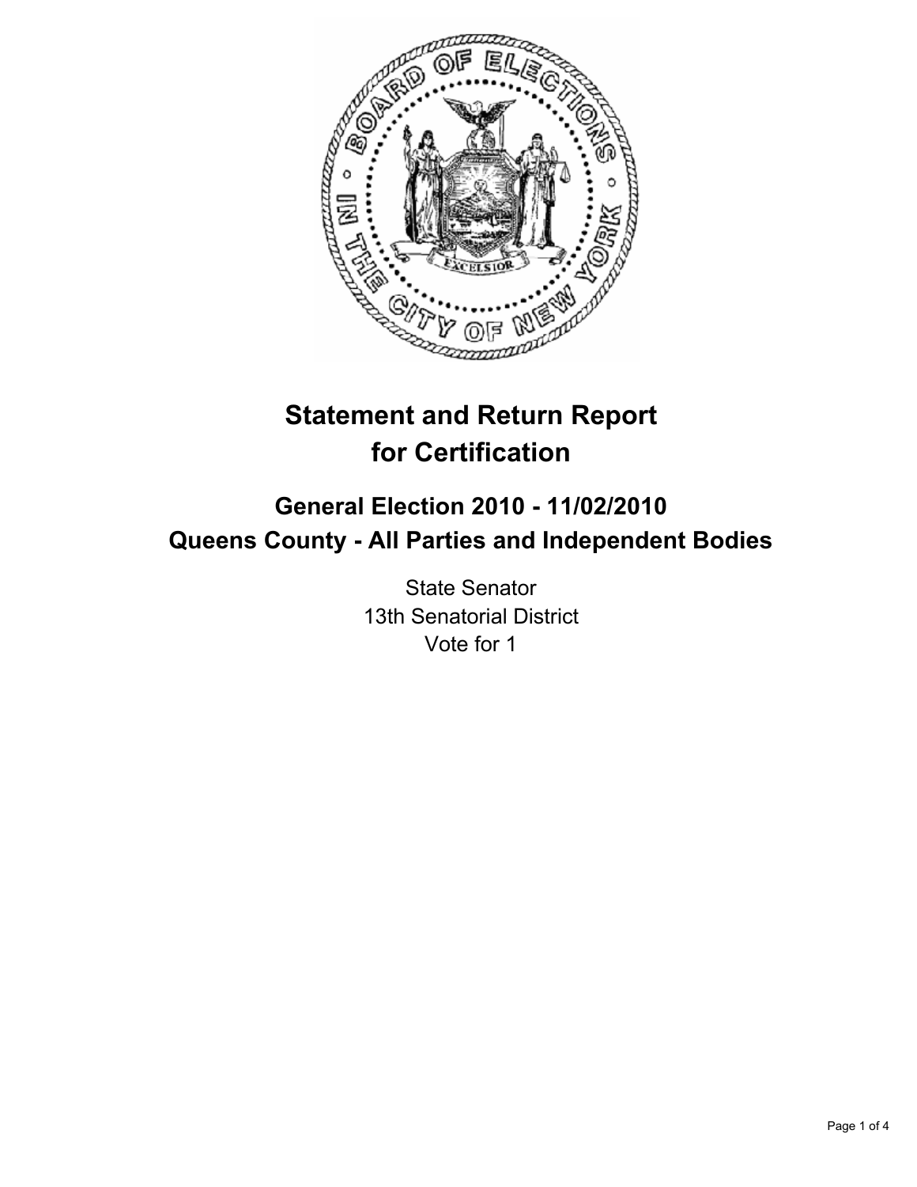# Statement and Return Report for Certification

## General Election 2010 - 11/02/2010
## Queens County - All Parties and Independent Bodies

State Senator
13th Senatorial District
Vote for 1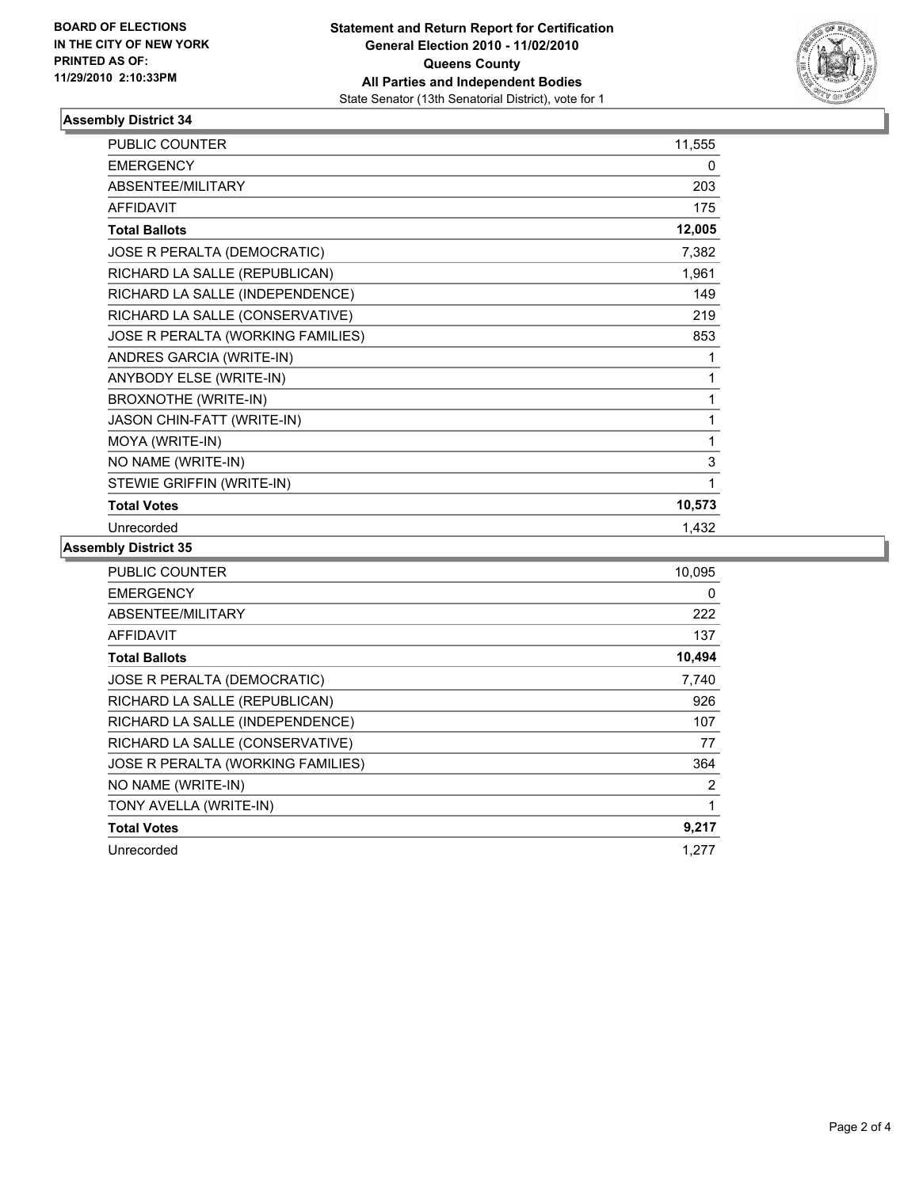**BOARD OF ELECTIONS IN THE CITY OF NEW YORK PRINTED AS OF: 11/29/2010 2:10:33PM**

**Statement and Return Report for Certification**
**General Election 2010 - 11/02/2010**
**Queens County**
**All Parties and Independent Bodies**
State Senator (13th Senatorial District), vote for 1

### Assembly District 34

| | |
|---|---|
| PUBLIC COUNTER | 11,555 |
| EMERGENCY | 0 |
| ABSENTEE/MILITARY | 203 |
| AFFIDAVIT | 175 |
| **Total Ballots** | **12,005** |
| JOSE R PERALTA (DEMOCRATIC) | 7,382 |
| RICHARD LA SALLE (REPUBLICAN) | 1,961 |
| RICHARD LA SALLE (INDEPENDENCE) | 149 |
| RICHARD LA SALLE (CONSERVATIVE) | 219 |
| JOSE R PERALTA (WORKING FAMILIES) | 853 |
| ANDRES GARCIA (WRITE-IN) | 1 |
| ANYBODY ELSE (WRITE-IN) | 1 |
| BROXNOTHE (WRITE-IN) | 1 |
| JASON CHIN-FATT (WRITE-IN) | 1 |
| MOYA (WRITE-IN) | 1 |
| NO NAME (WRITE-IN) | 3 |
| STEWIE GRIFFIN (WRITE-IN) | 1 |
| **Total Votes** | **10,573** |
| Unrecorded | 1,432 |

### Assembly District 35

| | |
|---|---|
| PUBLIC COUNTER | 10,095 |
| EMERGENCY | 0 |
| ABSENTEE/MILITARY | 222 |
| AFFIDAVIT | 137 |
| **Total Ballots** | **10,494** |
| JOSE R PERALTA (DEMOCRATIC) | 7,740 |
| RICHARD LA SALLE (REPUBLICAN) | 926 |
| RICHARD LA SALLE (INDEPENDENCE) | 107 |
| RICHARD LA SALLE (CONSERVATIVE) | 77 |
| JOSE R PERALTA (WORKING FAMILIES) | 364 |
| NO NAME (WRITE-IN) | 2 |
| TONY AVELLA (WRITE-IN) | 1 |
| **Total Votes** | **9,217** |
| Unrecorded | 1,277 |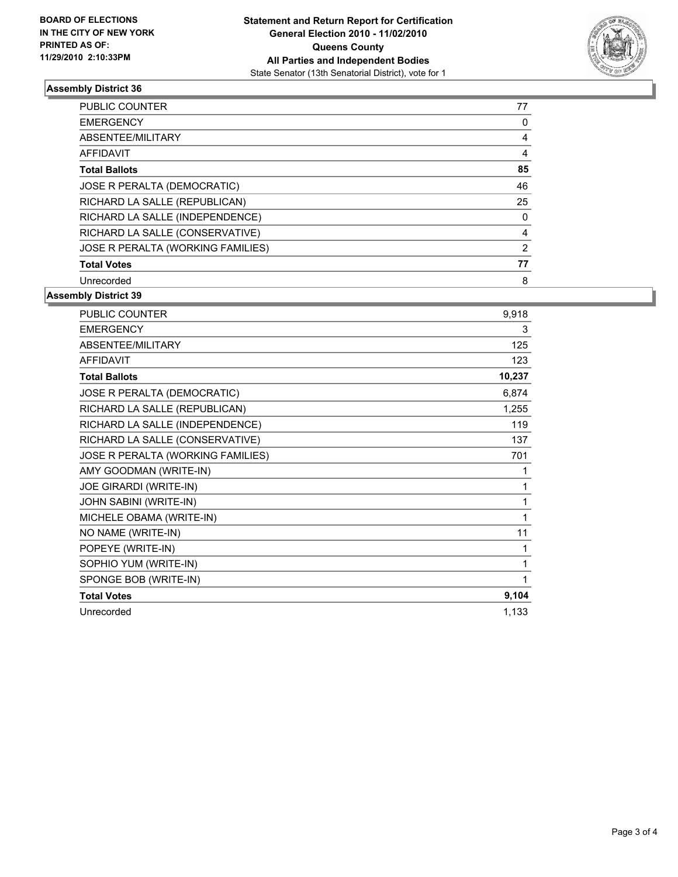**BOARD OF ELECTIONS IN THE CITY OF NEW YORK PRINTED AS OF: 11/29/2010 2:10:33PM**

**Statement and Return Report for Certification General Election 2010 - 11/02/2010 Queens County All Parties and Independent Bodies**
State Senator (13th Senatorial District), vote for 1

### Assembly District 36

| | |
|---|---|
| PUBLIC COUNTER | 77 |
| EMERGENCY | 0 |
| ABSENTEE/MILITARY | 4 |
| AFFIDAVIT | 4 |
| **Total Ballots** | **85** |
| JOSE R PERALTA (DEMOCRATIC) | 46 |
| RICHARD LA SALLE (REPUBLICAN) | 25 |
| RICHARD LA SALLE (INDEPENDENCE) | 0 |
| RICHARD LA SALLE (CONSERVATIVE) | 4 |
| JOSE R PERALTA (WORKING FAMILIES) | 2 |
| **Total Votes** | **77** |
| Unrecorded | 8 |

### Assembly District 39

| | |
|---|---|
| PUBLIC COUNTER | 9,918 |
| EMERGENCY | 3 |
| ABSENTEE/MILITARY | 125 |
| AFFIDAVIT | 123 |
| **Total Ballots** | **10,237** |
| JOSE R PERALTA (DEMOCRATIC) | 6,874 |
| RICHARD LA SALLE (REPUBLICAN) | 1,255 |
| RICHARD LA SALLE (INDEPENDENCE) | 119 |
| RICHARD LA SALLE (CONSERVATIVE) | 137 |
| JOSE R PERALTA (WORKING FAMILIES) | 701 |
| AMY GOODMAN (WRITE-IN) | 1 |
| JOE GIRARDI (WRITE-IN) | 1 |
| JOHN SABINI (WRITE-IN) | 1 |
| MICHELE OBAMA (WRITE-IN) | 1 |
| NO NAME (WRITE-IN) | 11 |
| POPEYE (WRITE-IN) | 1 |
| SOPHIO YUM (WRITE-IN) | 1 |
| SPONGE BOB (WRITE-IN) | 1 |
| **Total Votes** | **9,104** |
| Unrecorded | 1,133 |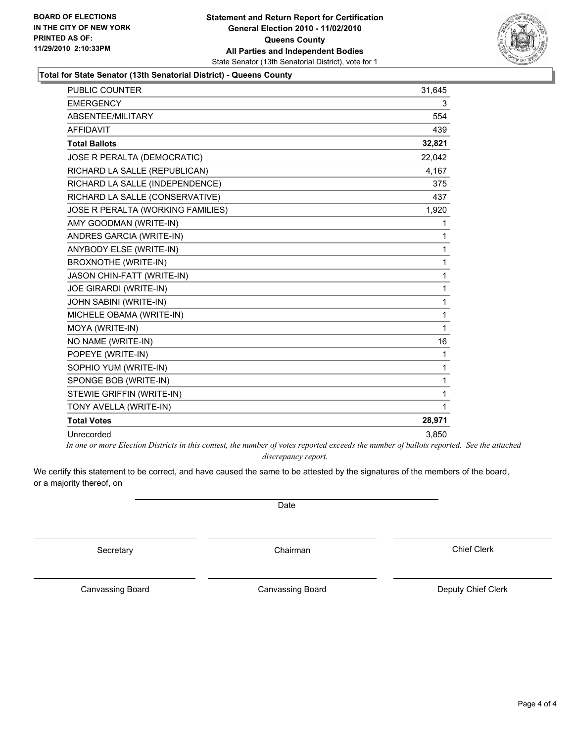**BOARD OF ELECTIONS IN THE CITY OF NEW YORK**
**PRINTED AS OF: 11/29/2010 2:10:33PM**

**Statement and Return Report for Certification**
**General Election 2010 - 11/02/2010**
**Queens County**
**All Parties and Independent Bodies**
State Senator (13th Senatorial District), vote for 1

**Total for State Senator (13th Senatorial District) - Queens County**

| | |
|---|---|
| PUBLIC COUNTER | 31,645 |
| EMERGENCY | 3 |
| ABSENTEE/MILITARY | 554 |
| AFFIDAVIT | 439 |
| **Total Ballots** | **32,821** |
| JOSE R PERALTA (DEMOCRATIC) | 22,042 |
| RICHARD LA SALLE (REPUBLICAN) | 4,167 |
| RICHARD LA SALLE (INDEPENDENCE) | 375 |
| RICHARD LA SALLE (CONSERVATIVE) | 437 |
| JOSE R PERALTA (WORKING FAMILIES) | 1,920 |
| AMY GOODMAN (WRITE-IN) | 1 |
| ANDRES GARCIA (WRITE-IN) | 1 |
| ANYBODY ELSE (WRITE-IN) | 1 |
| BROXNOTHE (WRITE-IN) | 1 |
| JASON CHIN-FATT (WRITE-IN) | 1 |
| JOE GIRARDI (WRITE-IN) | 1 |
| JOHN SABINI (WRITE-IN) | 1 |
| MICHELE OBAMA (WRITE-IN) | 1 |
| MOYA (WRITE-IN) | 1 |
| NO NAME (WRITE-IN) | 16 |
| POPEYE (WRITE-IN) | 1 |
| SOPHIO YUM (WRITE-IN) | 1 |
| SPONGE BOB (WRITE-IN) | 1 |
| STEWIE GRIFFIN (WRITE-IN) | 1 |
| TONY AVELLA (WRITE-IN) | 1 |
| **Total Votes** | **28,971** |
| Unrecorded | 3,850 |

*In one or more Election Districts in this contest, the number of votes reported exceeds the number of ballots reported. See the attached discrepancy report.*

We certify this statement to be correct, and have caused the same to be attested by the signatures of the members of the board, or a majority thereof, on

Date

| | | |
|---|---|---|
| Secretary | Chairman | Chief Clerk |
| Canvassing Board | Canvassing Board | Deputy Chief Clerk |